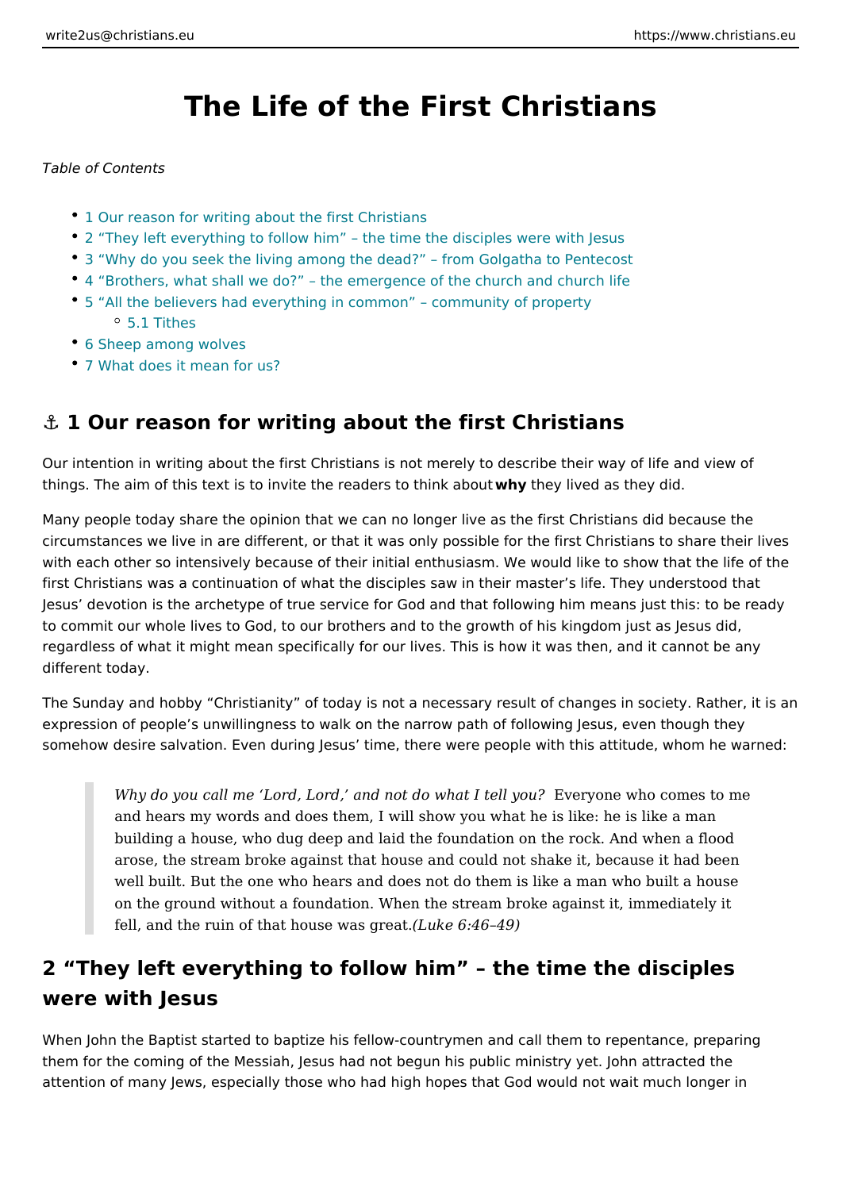# The Life of the First Christians

*Table of Contents*

- 1 Our reason for writing about the first Christians
- 2 "They left everything to follow him" – the time the disciples were with Jesus
- 3 "Why do you seek the living among the dead?" – from Golgatha to Pentecost
- 4 "Brothers, what shall we do?" – the emergence of the church and church life
- 5 "All the believers had everything in common" – community of property
  - 5.1 Tithes
- 6 Sheep among wolves
- 7 What does it mean for us?

## ⚓ 1 Our reason for writing about the first Christians

Our intention in writing about the first Christians is not merely to describe their way of life and view of things. The aim of this text is to invite the readers to think about **why** they lived as they did.

Many people today share the opinion that we can no longer live as the first Christians did because the circumstances we live in are different, or that it was only possible for the first Christians to share their lives with each other so intensively because of their initial enthusiasm. We would like to show that the life of the first Christians was a continuation of what the disciples saw in their master's life. They understood that Jesus' devotion is the archetype of true service for God and that following him means just this: to be ready to commit our whole lives to God, to our brothers and to the growth of his kingdom just as Jesus did, regardless of what it might mean specifically for our lives. This is how it was then, and it cannot be any different today.

The Sunday and hobby "Christianity" of today is not a necessary result of changes in society. Rather, it is an expression of people's unwillingness to walk on the narrow path of following Jesus, even though they somehow desire salvation. Even during Jesus' time, there were people with this attitude, whom he warned:

> *Why do you call me 'Lord, Lord,' and not do what I tell you?* Everyone who comes to me and hears my words and does them, I will show you what he is like: he is like a man building a house, who dug deep and laid the foundation on the rock. And when a flood arose, the stream broke against that house and could not shake it, because it had been well built. But the one who hears and does not do them is like a man who built a house on the ground without a foundation. When the stream broke against it, immediately it fell, and the ruin of that house was great. *(Luke 6:46–49)*

## 2 "They left everything to follow him" – the time the disciples were with Jesus

When John the Baptist started to baptize his fellow-countrymen and call them to repentance, preparing them for the coming of the Messiah, Jesus had not begun his public ministry yet. John attracted the attention of many Jews, especially those who had high hopes that God would not wait much longer in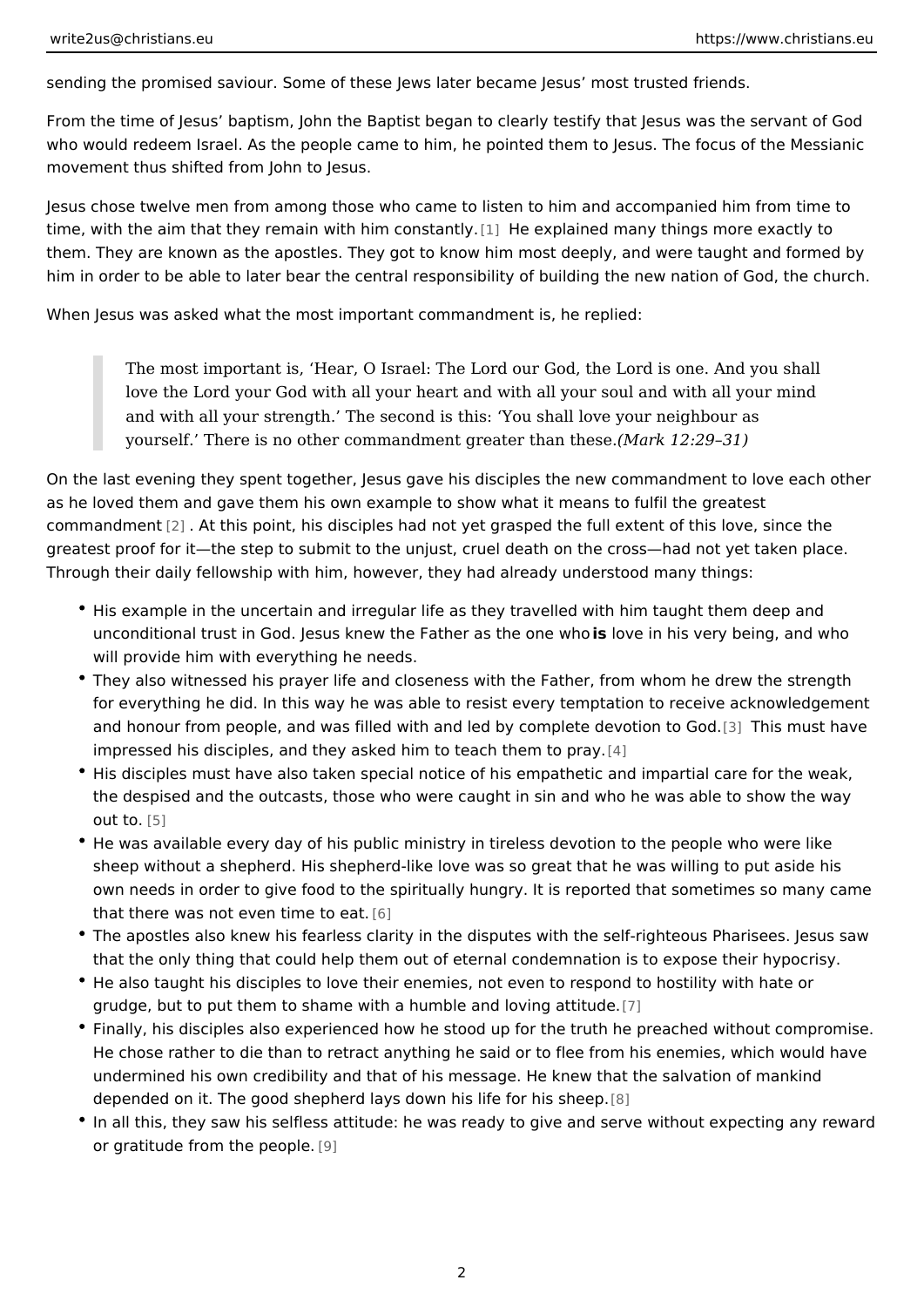sending the promised saviour. Some of these Jews later became Jesus' most trusted friends.

From the time of Jesus' baptism, John the Baptist began to clearly testify that Jesus was the servant of God who would redeem Israel. As the people came to him, he pointed them to Jesus. The focus of the Messianic movement thus shifted from John to Jesus.

Jesus chose twelve men from among those who came to listen to him and accompanied him from time to time, with the aim that they remain with him constantly.[1] He explained many things more exactly to them. They are known as the apostles. They got to know him most deeply, and were taught and formed by him in order to be able to later bear the central responsibility of building the new nation of God, the church.

When Jesus was asked what the most important commandment is, he replied:

> The most important is, 'Hear, O Israel: The Lord our God, the Lord is one. And you shall love the Lord your God with all your heart and with all your soul and with all your mind and with all your strength.' The second is this: 'You shall love your neighbour as yourself.' There is no other commandment greater than these. *(Mark 12:29–31)*

On the last evening they spent together, Jesus gave his disciples the new commandment to love each other as he loved them and gave them his own example to show what it means to fulfil the greatest commandment[2]. At this point, his disciples had not yet grasped the full extent of this love, since the greatest proof for it—the step to submit to the unjust, cruel death on the cross—had not yet taken place. Through their daily fellowship with him, however, they had already understood many things:

- His example in the uncertain and irregular life as they travelled with him taught them deep and unconditional trust in God. Jesus knew the Father as the one who **is** love in his very being, and who will provide him with everything he needs.
- They also witnessed his prayer life and closeness with the Father, from whom he drew the strength for everything he did. In this way he was able to resist every temptation to receive acknowledgement and honour from people, and was filled with and led by complete devotion to God.[3] This must have impressed his disciples, and they asked him to teach them to pray.[4]
- His disciples must have also taken special notice of his empathetic and impartial care for the weak, the despised and the outcasts, those who were caught in sin and who he was able to show the way out to.[5]
- He was available every day of his public ministry in tireless devotion to the people who were like sheep without a shepherd. His shepherd-like love was so great that he was willing to put aside his own needs in order to give food to the spiritually hungry. It is reported that sometimes so many came that there was not even time to eat.[6]
- The apostles also knew his fearless clarity in the disputes with the self-righteous Pharisees. Jesus saw that the only thing that could help them out of eternal condemnation is to expose their hypocrisy.
- He also taught his disciples to love their enemies, not even to respond to hostility with hate or grudge, but to put them to shame with a humble and loving attitude.[7]
- Finally, his disciples also experienced how he stood up for the truth he preached without compromise. He chose rather to die than to retract anything he said or to flee from his enemies, which would have undermined his own credibility and that of his message. He knew that the salvation of mankind depended on it. The good shepherd lays down his life for his sheep.[8]
- In all this, they saw his selfless attitude: he was ready to give and serve without expecting any reward or gratitude from the people.[9]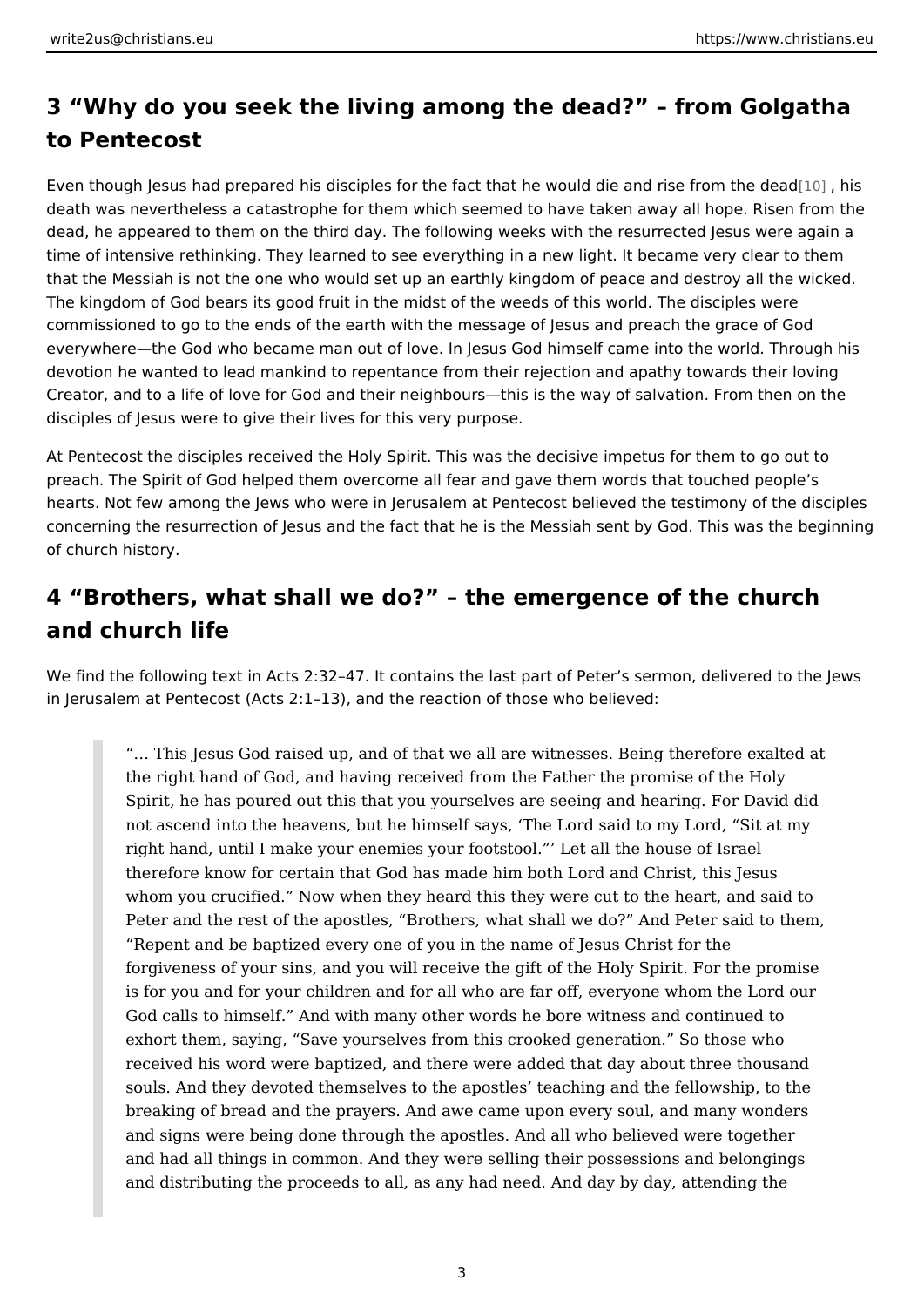## 3 “Why do you seek the living among the dead?” – from Golgatha to Pentecost

Even though Jesus had prepared his disciples for the fact that he would die and rise from the dead[10] , his death was nevertheless a catastrophe for them which seemed to have taken away all hope. Risen from the dead, he appeared to them on the third day. The following weeks with the resurrected Jesus were again a time of intensive rethinking. They learned to see everything in a new light. It became very clear to them that the Messiah is not the one who would set up an earthly kingdom of peace and destroy all the wicked. The kingdom of God bears its good fruit in the midst of the weeds of this world. The disciples were commissioned to go to the ends of the earth with the message of Jesus and preach the grace of God everywhere—the God who became man out of love. In Jesus God himself came into the world. Through his devotion he wanted to lead mankind to repentance from their rejection and apathy towards their loving Creator, and to a life of love for God and their neighbours—this is the way of salvation. From then on the disciples of Jesus were to give their lives for this very purpose.

At Pentecost the disciples received the Holy Spirit. This was the decisive impetus for them to go out to preach. The Spirit of God helped them overcome all fear and gave them words that touched people’s hearts. Not few among the Jews who were in Jerusalem at Pentecost believed the testimony of the disciples concerning the resurrection of Jesus and the fact that he is the Messiah sent by God. This was the beginning of church history.

## 4 “Brothers, what shall we do?” – the emergence of the church and church life

We find the following text in Acts 2:32–47. It contains the last part of Peter’s sermon, delivered to the Jews in Jerusalem at Pentecost (Acts 2:1–13), and the reaction of those who believed:

> “… This Jesus God raised up, and of that we all are witnesses. Being therefore exalted at the right hand of God, and having received from the Father the promise of the Holy Spirit, he has poured out this that you yourselves are seeing and hearing. For David did not ascend into the heavens, but he himself says, ‘The Lord said to my Lord, “Sit at my right hand, until I make your enemies your footstool.”’ Let all the house of Israel therefore know for certain that God has made him both Lord and Christ, this Jesus whom you crucified.” Now when they heard this they were cut to the heart, and said to Peter and the rest of the apostles, “Brothers, what shall we do?” And Peter said to them, “Repent and be baptized every one of you in the name of Jesus Christ for the forgiveness of your sins, and you will receive the gift of the Holy Spirit. For the promise is for you and for your children and for all who are far off, everyone whom the Lord our God calls to himself.” And with many other words he bore witness and continued to exhort them, saying, “Save yourselves from this crooked generation.” So those who received his word were baptized, and there were added that day about three thousand souls. And they devoted themselves to the apostles’ teaching and the fellowship, to the breaking of bread and the prayers. And awe came upon every soul, and many wonders and signs were being done through the apostles. And all who believed were together and had all things in common. And they were selling their possessions and belongings and distributing the proceeds to all, as any had need. And day by day, attending the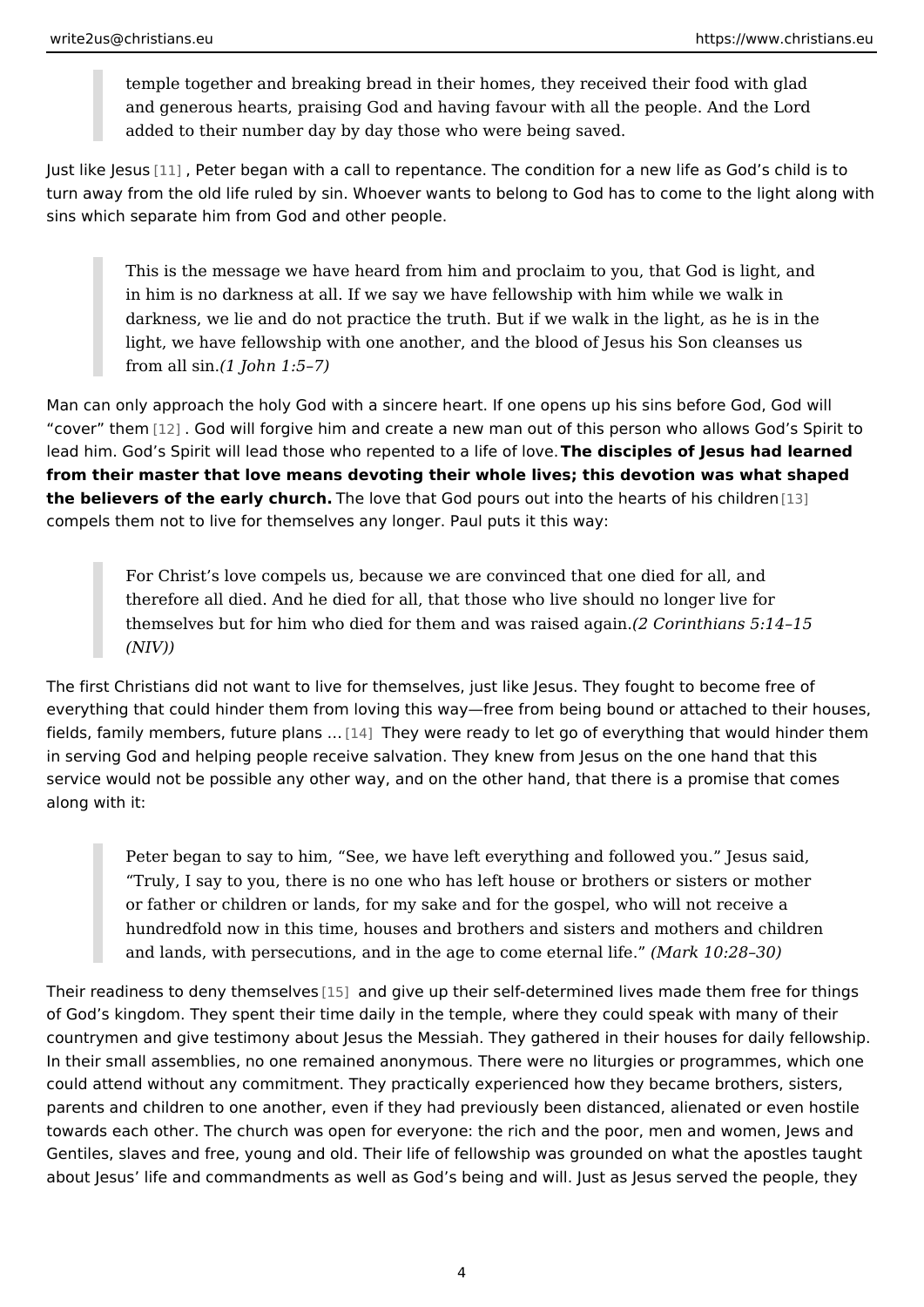> temple together and breaking bread in their homes, they received their food with glad and generous hearts, praising God and having favour with all the people. And the Lord added to their number day by day those who were being saved.

Just like Jesus [11], Peter began with a call to repentance. The condition for a new life as God's child is to turn away from the old life ruled by sin. Whoever wants to belong to God has to come to the light along with sins which separate him from God and other people.

> This is the message we have heard from him and proclaim to you, that God is light, and in him is no darkness at all. If we say we have fellowship with him while we walk in darkness, we lie and do not practice the truth. But if we walk in the light, as he is in the light, we have fellowship with one another, and the blood of Jesus his Son cleanses us from all sin. *(1 John 1:5–7)*

Man can only approach the holy God with a sincere heart. If one opens up his sins before God, God will "cover" them [12]. God will forgive him and create a new man out of this person who allows God's Spirit to lead him. God's Spirit will lead those who repented to a life of love. **The disciples of Jesus had learned from their master that love means devoting their whole lives; this devotion was what shaped the believers of the early church.** The love that God pours out into the hearts of his children [13] compels them not to live for themselves any longer. Paul puts it this way:

> For Christ's love compels us, because we are convinced that one died for all, and therefore all died. And he died for all, that those who live should no longer live for themselves but for him who died for them and was raised again. *(2 Corinthians 5:14–15 (NIV))*

The first Christians did not want to live for themselves, just like Jesus. They fought to become free of everything that could hinder them from loving this way—free from being bound or attached to their houses, fields, family members, future plans … [14] They were ready to let go of everything that would hinder them in serving God and helping people receive salvation. They knew from Jesus on the one hand that this service would not be possible any other way, and on the other hand, that there is a promise that comes along with it:

> Peter began to say to him, "See, we have left everything and followed you." Jesus said, "Truly, I say to you, there is no one who has left house or brothers or sisters or mother or father or children or lands, for my sake and for the gospel, who will not receive a hundredfold now in this time, houses and brothers and sisters and mothers and children and lands, with persecutions, and in the age to come eternal life." *(Mark 10:28–30)*

Their readiness to deny themselves [15] and give up their self-determined lives made them free for things of God's kingdom. They spent their time daily in the temple, where they could speak with many of their countrymen and give testimony about Jesus the Messiah. They gathered in their houses for daily fellowship. In their small assemblies, no one remained anonymous. There were no liturgies or programmes, which one could attend without any commitment. They practically experienced how they became brothers, sisters, parents and children to one another, even if they had previously been distanced, alienated or even hostile towards each other. The church was open for everyone: the rich and the poor, men and women, Jews and Gentiles, slaves and free, young and old. Their life of fellowship was grounded on what the apostles taught about Jesus' life and commandments as well as God's being and will. Just as Jesus served the people, they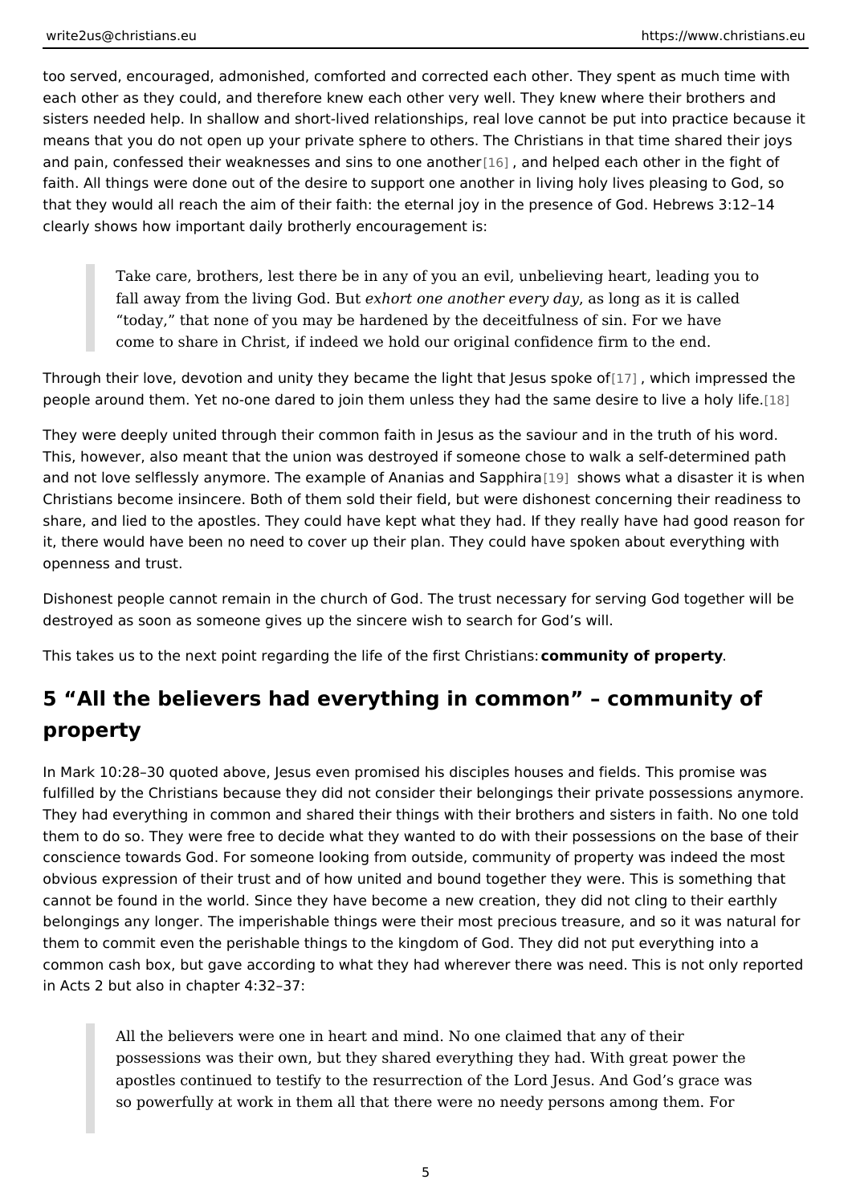too served, encouraged, admonished, comforted and corrected each other. They spent as much time with each other as they could, and therefore knew each other very well. They knew where their brothers and sisters needed help. In shallow and short-lived relationships, real love cannot be put into practice because it means that you do not open up your private sphere to others. The Christians in that time shared their joys and pain, confessed their weaknesses and sins to one another[16], and helped each other in the fight of faith. All things were done out of the desire to support one another in living holy lives pleasing to God, so that they would all reach the aim of their faith: the eternal joy in the presence of God. Hebrews 3:12–14 clearly shows how important daily brotherly encouragement is:

> Take care, brothers, lest there be in any of you an evil, unbelieving heart, leading you to fall away from the living God. But *exhort one another every day*, as long as it is called “today,” that none of you may be hardened by the deceitfulness of sin. For we have come to share in Christ, if indeed we hold our original confidence firm to the end.

Through their love, devotion and unity they became the light that Jesus spoke of[17], which impressed the people around them. Yet no-one dared to join them unless they had the same desire to live a holy life.[18]

They were deeply united through their common faith in Jesus as the saviour and in the truth of his word. This, however, also meant that the union was destroyed if someone chose to walk a self-determined path and not love selflessly anymore. The example of Ananias and Sapphira[19] shows what a disaster it is when Christians become insincere. Both of them sold their field, but were dishonest concerning their readiness to share, and lied to the apostles. They could have kept what they had. If they really have had good reason for it, there would have been no need to cover up their plan. They could have spoken about everything with openness and trust.

Dishonest people cannot remain in the church of God. The trust necessary for serving God together will be destroyed as soon as someone gives up the sincere wish to search for God’s will.

This takes us to the next point regarding the life of the first Christians: **community of property**.

## 5 “All the believers had everything in common” – community of property

In Mark 10:28–30 quoted above, Jesus even promised his disciples houses and fields. This promise was fulfilled by the Christians because they did not consider their belongings their private possessions anymore. They had everything in common and shared their things with their brothers and sisters in faith. No one told them to do so. They were free to decide what they wanted to do with their possessions on the base of their conscience towards God. For someone looking from outside, community of property was indeed the most obvious expression of their trust and of how united and bound together they were. This is something that cannot be found in the world. Since they have become a new creation, they did not cling to their earthly belongings any longer. The imperishable things were their most precious treasure, and so it was natural for them to commit even the perishable things to the kingdom of God. They did not put everything into a common cash box, but gave according to what they had wherever there was need. This is not only reported in Acts 2 but also in chapter 4:32–37:

> All the believers were one in heart and mind. No one claimed that any of their possessions was their own, but they shared everything they had. With great power the apostles continued to testify to the resurrection of the Lord Jesus. And God’s grace was so powerfully at work in them all that there were no needy persons among them. For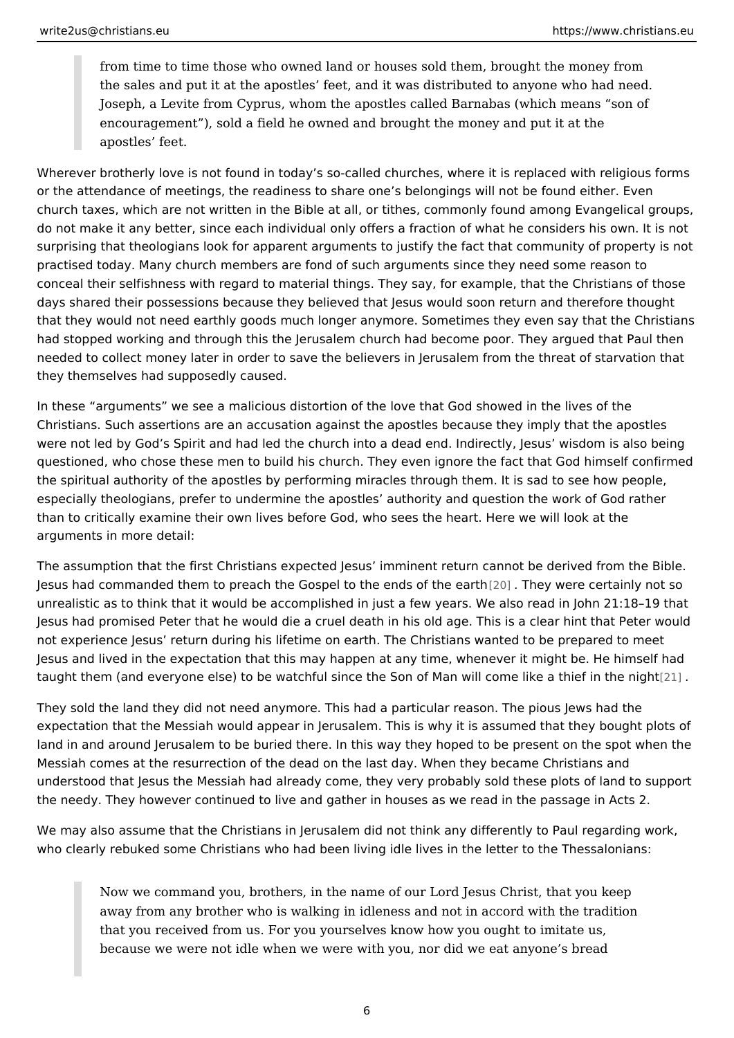> from time to time those who owned land or houses sold them, brought the money from the sales and put it at the apostles' feet, and it was distributed to anyone who had need. Joseph, a Levite from Cyprus, whom the apostles called Barnabas (which means "son of encouragement"), sold a field he owned and brought the money and put it at the apostles' feet.

Wherever brotherly love is not found in today's so-called churches, where it is replaced with religious forms or the attendance of meetings, the readiness to share one's belongings will not be found either. Even church taxes, which are not written in the Bible at all, or tithes, commonly found among Evangelical groups, do not make it any better, since each individual only offers a fraction of what he considers his own. It is not surprising that theologians look for apparent arguments to justify the fact that community of property is not practised today. Many church members are fond of such arguments since they need some reason to conceal their selfishness with regard to material things. They say, for example, that the Christians of those days shared their possessions because they believed that Jesus would soon return and therefore thought that they would not need earthly goods much longer anymore. Sometimes they even say that the Christians had stopped working and through this the Jerusalem church had become poor. They argued that Paul then needed to collect money later in order to save the believers in Jerusalem from the threat of starvation that they themselves had supposedly caused.

In these "arguments" we see a malicious distortion of the love that God showed in the lives of the Christians. Such assertions are an accusation against the apostles because they imply that the apostles were not led by God's Spirit and had led the church into a dead end. Indirectly, Jesus' wisdom is also being questioned, who chose these men to build his church. They even ignore the fact that God himself confirmed the spiritual authority of the apostles by performing miracles through them. It is sad to see how people, especially theologians, prefer to undermine the apostles' authority and question the work of God rather than to critically examine their own lives before God, who sees the heart. Here we will look at the arguments in more detail:

The assumption that the first Christians expected Jesus' imminent return cannot be derived from the Bible. Jesus had commanded them to preach the Gospel to the ends of the earth[20]. They were certainly not so unrealistic as to think that it would be accomplished in just a few years. We also read in John 21:18–19 that Jesus had promised Peter that he would die a cruel death in his old age. This is a clear hint that Peter would not experience Jesus' return during his lifetime on earth. The Christians wanted to be prepared to meet Jesus and lived in the expectation that this may happen at any time, whenever it might be. He himself had taught them (and everyone else) to be watchful since the Son of Man will come like a thief in the night[21].

They sold the land they did not need anymore. This had a particular reason. The pious Jews had the expectation that the Messiah would appear in Jerusalem. This is why it is assumed that they bought plots of land in and around Jerusalem to be buried there. In this way they hoped to be present on the spot when the Messiah comes at the resurrection of the dead on the last day. When they became Christians and understood that Jesus the Messiah had already come, they very probably sold these plots of land to support the needy. They however continued to live and gather in houses as we read in the passage in Acts 2.

We may also assume that the Christians in Jerusalem did not think any differently to Paul regarding work, who clearly rebuked some Christians who had been living idle lives in the letter to the Thessalonians:

> Now we command you, brothers, in the name of our Lord Jesus Christ, that you keep away from any brother who is walking in idleness and not in accord with the tradition that you received from us. For you yourselves know how you ought to imitate us, because we were not idle when we were with you, nor did we eat anyone's bread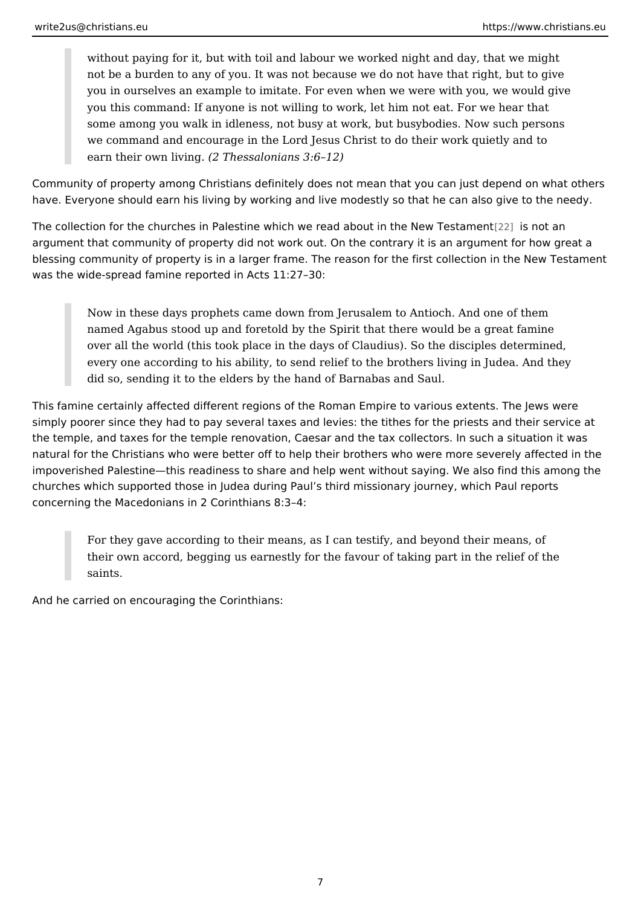> without paying for it, but with toil and labour we worked night and day, that we might not be a burden to any of you. It was not because we do not have that right, but to give you in ourselves an example to imitate. For even when we were with you, we would give you this command: If anyone is not willing to work, let him not eat. For we hear that some among you walk in idleness, not busy at work, but busybodies. Now such persons we command and encourage in the Lord Jesus Christ to do their work quietly and to earn their own living. *(2 Thessalonians 3:6–12)*

Community of property among Christians definitely does not mean that you can just depend on what others have. Everyone should earn his living by working and live modestly so that he can also give to the needy.

The collection for the churches in Palestine which we read about in the New Testament[22] is not an argument that community of property did not work out. On the contrary it is an argument for how great a blessing community of property is in a larger frame. The reason for the first collection in the New Testament was the wide-spread famine reported in Acts 11:27–30:

> Now in these days prophets came down from Jerusalem to Antioch. And one of them named Agabus stood up and foretold by the Spirit that there would be a great famine over all the world (this took place in the days of Claudius). So the disciples determined, every one according to his ability, to send relief to the brothers living in Judea. And they did so, sending it to the elders by the hand of Barnabas and Saul.

This famine certainly affected different regions of the Roman Empire to various extents. The Jews were simply poorer since they had to pay several taxes and levies: the tithes for the priests and their service at the temple, and taxes for the temple renovation, Caesar and the tax collectors. In such a situation it was natural for the Christians who were better off to help their brothers who were more severely affected in the impoverished Palestine—this readiness to share and help went without saying. We also find this among the churches which supported those in Judea during Paul's third missionary journey, which Paul reports concerning the Macedonians in 2 Corinthians 8:3–4:

> For they gave according to their means, as I can testify, and beyond their means, of their own accord, begging us earnestly for the favour of taking part in the relief of the saints.

And he carried on encouraging the Corinthians: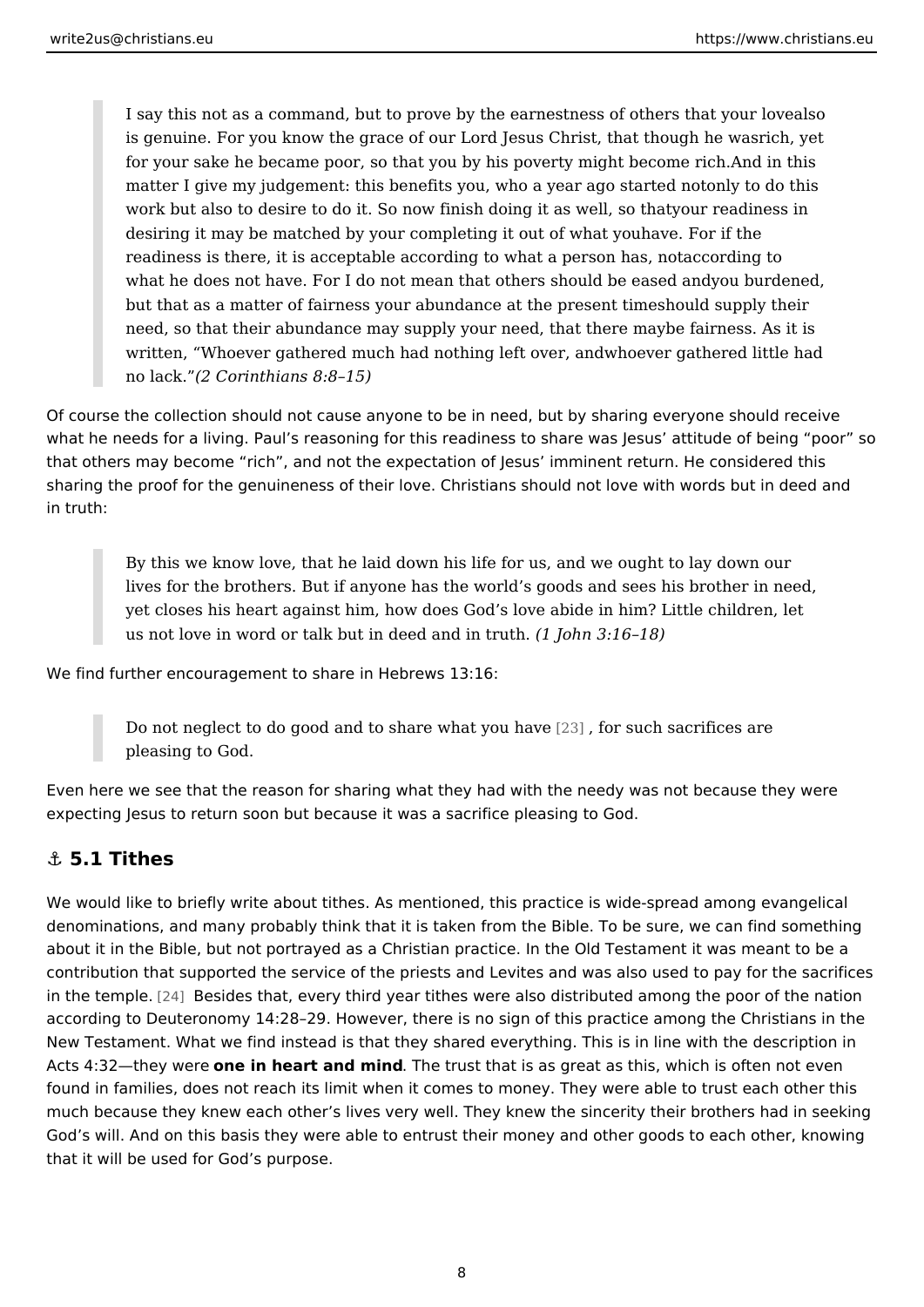> I say this not as a command, but to prove by the earnestness of others that your lovealso is genuine. For you know the grace of our Lord Jesus Christ, that though he wasrich, yet for your sake he became poor, so that you by his poverty might become rich.And in this matter I give my judgement: this benefits you, who a year ago started notonly to do this work but also to desire to do it. So now finish doing it as well, so thatyour readiness in desiring it may be matched by your completing it out of what youhave. For if the readiness is there, it is acceptable according to what a person has, notaccording to what he does not have. For I do not mean that others should be eased andyou burdened, but that as a matter of fairness your abundance at the present timeshould supply their need, so that their abundance may supply your need, that there maybe fairness. As it is written, "Whoever gathered much had nothing left over, andwhoever gathered little had no lack."*(2 Corinthians 8:8–15)*

Of course the collection should not cause anyone to be in need, but by sharing everyone should receive what he needs for a living. Paul's reasoning for this readiness to share was Jesus' attitude of being "poor" so that others may become "rich", and not the expectation of Jesus' imminent return. He considered this sharing the proof for the genuineness of their love. Christians should not love with words but in deed and in truth:

> By this we know love, that he laid down his life for us, and we ought to lay down our lives for the brothers. But if anyone has the world's goods and sees his brother in need, yet closes his heart against him, how does God's love abide in him? Little children, let us not love in word or talk but in deed and in truth. *(1 John 3:16–18)*

We find further encouragement to share in Hebrews 13:16:

> Do not neglect to do good and to share what you have [23] , for such sacrifices are pleasing to God.

Even here we see that the reason for sharing what they had with the needy was not because they were expecting Jesus to return soon but because it was a sacrifice pleasing to God.

## ⚓ 5.1 Tithes

We would like to briefly write about tithes. As mentioned, this practice is wide-spread among evangelical denominations, and many probably think that it is taken from the Bible. To be sure, we can find something about it in the Bible, but not portrayed as a Christian practice. In the Old Testament it was meant to be a contribution that supported the service of the priests and Levites and was also used to pay for the sacrifices in the temple. [24] Besides that, every third year tithes were also distributed among the poor of the nation according to Deuteronomy 14:28–29. However, there is no sign of this practice among the Christians in the New Testament. What we find instead is that they shared everything. This is in line with the description in Acts 4:32—they were **one in heart and mind**. The trust that is as great as this, which is often not even found in families, does not reach its limit when it comes to money. They were able to trust each other this much because they knew each other's lives very well. They knew the sincerity their brothers had in seeking God's will. And on this basis they were able to entrust their money and other goods to each other, knowing that it will be used for God's purpose.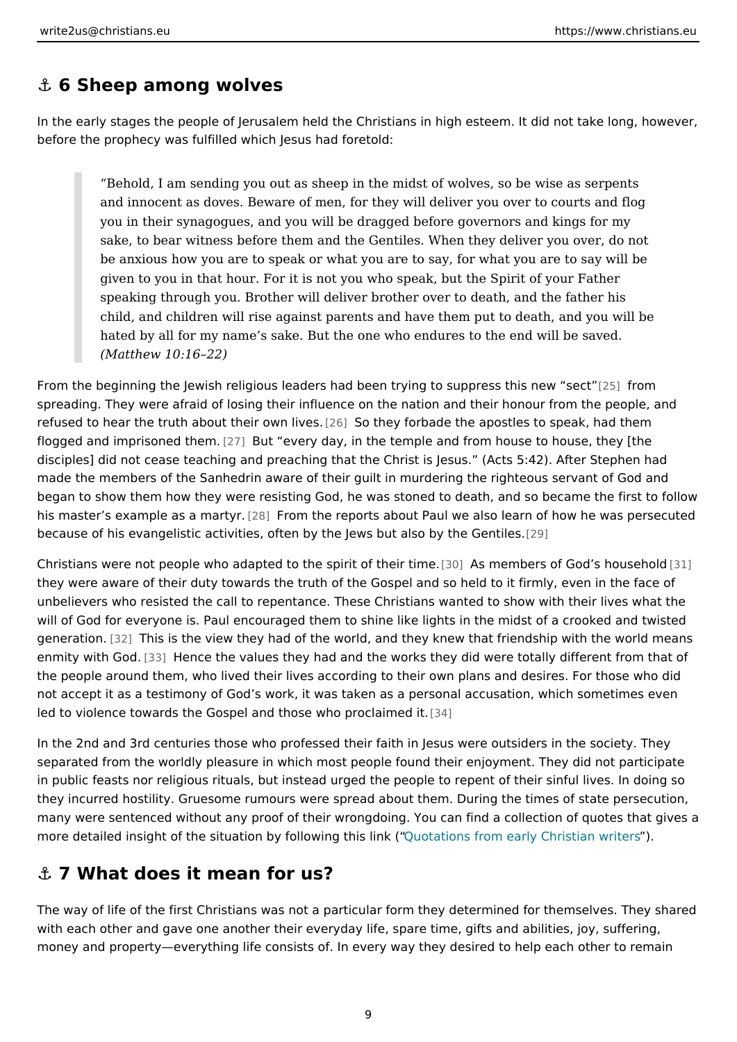## ⚓ 6 Sheep among wolves

In the early stages the people of Jerusalem held the Christians in high esteem. It did not take long, however, before the prophecy was fulfilled which Jesus had foretold:

> "Behold, I am sending you out as sheep in the midst of wolves, so be wise as serpents and innocent as doves. Beware of men, for they will deliver you over to courts and flog you in their synagogues, and you will be dragged before governors and kings for my sake, to bear witness before them and the Gentiles. When they deliver you over, do not be anxious how you are to speak or what you are to say, for what you are to say will be given to you in that hour. For it is not you who speak, but the Spirit of your Father speaking through you. Brother will deliver brother over to death, and the father his child, and children will rise against parents and have them put to death, and you will be hated by all for my name's sake. But the one who endures to the end will be saved.
> *(Matthew 10:16–22)*

From the beginning the Jewish religious leaders had been trying to suppress this new "sect"[25] from spreading. They were afraid of losing their influence on the nation and their honour from the people, and refused to hear the truth about their own lives.[26] So they forbade the apostles to speak, had them flogged and imprisoned them.[27] But "every day, in the temple and from house to house, they [the disciples] did not cease teaching and preaching that the Christ is Jesus." (Acts 5:42). After Stephen had made the members of the Sanhedrin aware of their guilt in murdering the righteous servant of God and began to show them how they were resisting God, he was stoned to death, and so became the first to follow his master's example as a martyr.[28] From the reports about Paul we also learn of how he was persecuted because of his evangelistic activities, often by the Jews but also by the Gentiles.[29]

Christians were not people who adapted to the spirit of their time.[30] As members of God's household[31] they were aware of their duty towards the truth of the Gospel and so held to it firmly, even in the face of unbelievers who resisted the call to repentance. These Christians wanted to show with their lives what the will of God for everyone is. Paul encouraged them to shine like lights in the midst of a crooked and twisted generation.[32] This is the view they had of the world, and they knew that friendship with the world means enmity with God.[33] Hence the values they had and the works they did were totally different from that of the people around them, who lived their lives according to their own plans and desires. For those who did not accept it as a testimony of God's work, it was taken as a personal accusation, which sometimes even led to violence towards the Gospel and those who proclaimed it.[34]

In the 2nd and 3rd centuries those who professed their faith in Jesus were outsiders in the society. They separated from the worldly pleasure in which most people found their enjoyment. They did not participate in public feasts nor religious rituals, but instead urged the people to repent of their sinful lives. In doing so they incurred hostility. Gruesome rumours were spread about them. During the times of state persecution, many were sentenced without any proof of their wrongdoing. You can find a collection of quotes that gives a more detailed insight of the situation by following this link ("Quotations from early Christian writers").

## ⚓ 7 What does it mean for us?

The way of life of the first Christians was not a particular form they determined for themselves. They shared with each other and gave one another their everyday life, spare time, gifts and abilities, joy, suffering, money and property—everything life consists of. In every way they desired to help each other to remain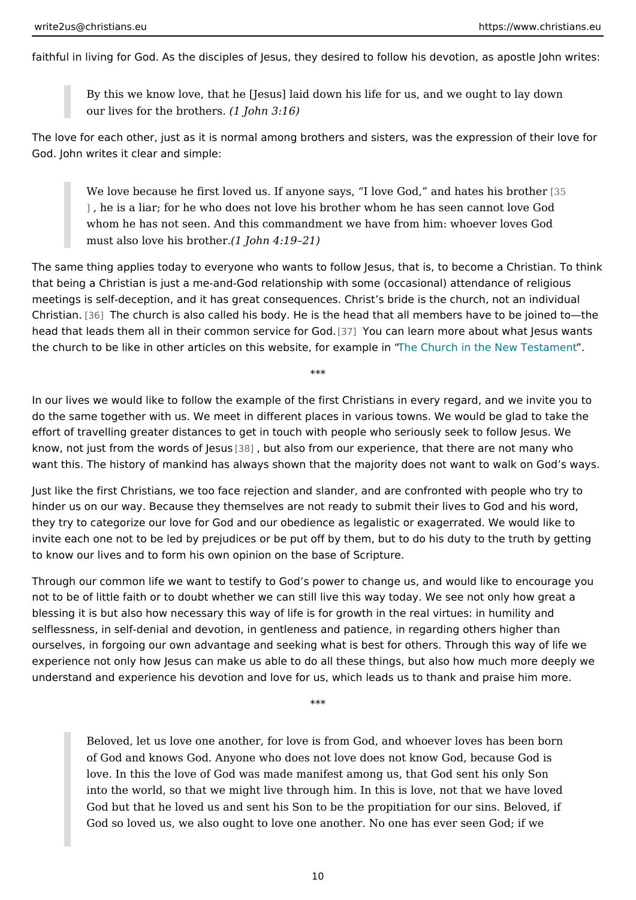faithful in living for God. As the disciples of Jesus, they desired to follow his devotion, as apostle John writes:

> By this we know love, that he [Jesus] laid down his life for us, and we ought to lay down our lives for the brothers. *(1 John 3:16)*

The love for each other, just as it is normal among brothers and sisters, was the expression of their love for God. John writes it clear and simple:

> We love because he first loved us. If anyone says, "I love God," and hates his brother [35], he is a liar; for he who does not love his brother whom he has seen cannot love God whom he has not seen. And this commandment we have from him: whoever loves God must also love his brother. *(1 John 4:19–21)*

The same thing applies today to everyone who wants to follow Jesus, that is, to become a Christian. To think that being a Christian is just a me-and-God relationship with some (occasional) attendance of religious meetings is self-deception, and it has great consequences. Christ's bride is the church, not an individual Christian. [36] The church is also called his body. He is the head that all members have to be joined to—the head that leads them all in their common service for God. [37] You can learn more about what Jesus wants the church to be like in other articles on this website, for example in "The Church in the New Testament".

\*\*\*

In our lives we would like to follow the example of the first Christians in every regard, and we invite you to do the same together with us. We meet in different places in various towns. We would be glad to take the effort of travelling greater distances to get in touch with people who seriously seek to follow Jesus. We know, not just from the words of Jesus [38], but also from our experience, that there are not many who want this. The history of mankind has always shown that the majority does not want to walk on God's ways.

Just like the first Christians, we too face rejection and slander, and are confronted with people who try to hinder us on our way. Because they themselves are not ready to submit their lives to God and his word, they try to categorize our love for God and our obedience as legalistic or exagerrated. We would like to invite each one not to be led by prejudices or be put off by them, but to do his duty to the truth by getting to know our lives and to form his own opinion on the base of Scripture.

Through our common life we want to testify to God's power to change us, and would like to encourage you not to be of little faith or to doubt whether we can still live this way today. We see not only how great a blessing it is but also how necessary this way of life is for growth in the real virtues: in humility and selflessness, in self-denial and devotion, in gentleness and patience, in regarding others higher than ourselves, in forgoing our own advantage and seeking what is best for others. Through this way of life we experience not only how Jesus can make us able to do all these things, but also how much more deeply we understand and experience his devotion and love for us, which leads us to thank and praise him more.

\*\*\*

> Beloved, let us love one another, for love is from God, and whoever loves has been born of God and knows God. Anyone who does not love does not know God, because God is love. In this the love of God was made manifest among us, that God sent his only Son into the world, so that we might live through him. In this is love, not that we have loved God but that he loved us and sent his Son to be the propitiation for our sins. Beloved, if God so loved us, we also ought to love one another. No one has ever seen God; if we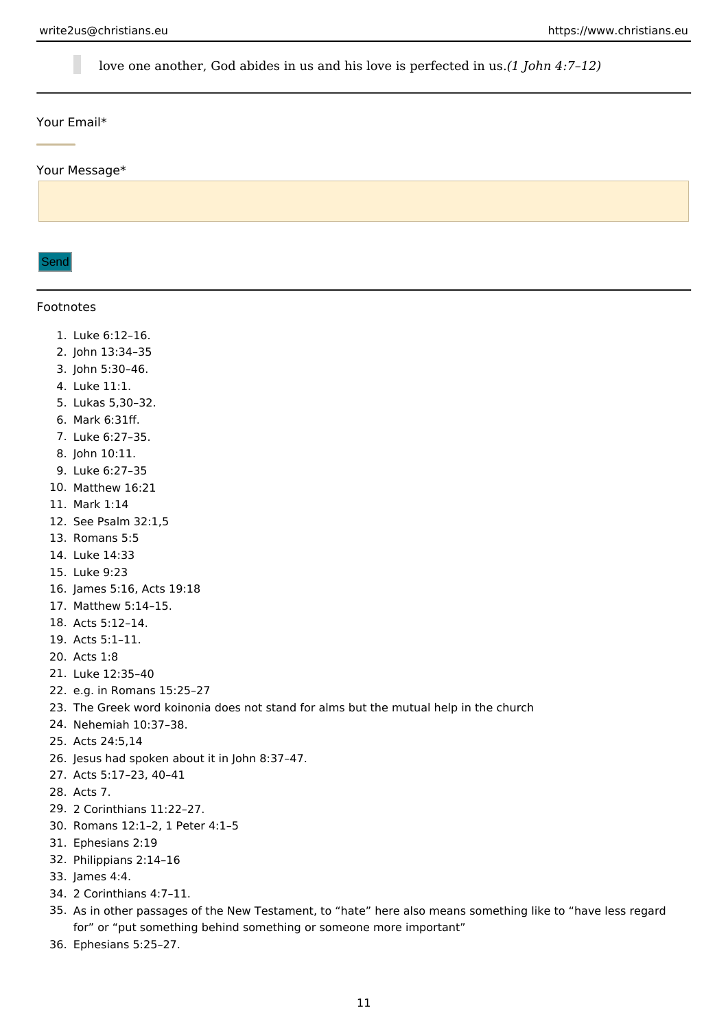> love one another, God abides in us and his love is perfected in us. *(1 John 4:7–12)*

---

Your Email*

Your Message*

Send

---

Footnotes

1. Luke 6:12–16.
2. John 13:34–35
3. John 5:30–46.
4. Luke 11:1.
5. Lukas 5,30–32.
6. Mark 6:31ff.
7. Luke 6:27–35.
8. John 10:11.
9. Luke 6:27–35
10. Matthew 16:21
11. Mark 1:14
12. See Psalm 32:1,5
13. Romans 5:5
14. Luke 14:33
15. Luke 9:23
16. James 5:16, Acts 19:18
17. Matthew 5:14–15.
18. Acts 5:12–14.
19. Acts 5:1–11.
20. Acts 1:8
21. Luke 12:35–40
22. e.g. in Romans 15:25–27
23. The Greek word koinonia does not stand for alms but the mutual help in the church
24. Nehemiah 10:37–38.
25. Acts 24:5,14
26. Jesus had spoken about it in John 8:37–47.
27. Acts 5:17–23, 40–41
28. Acts 7.
29. 2 Corinthians 11:22–27.
30. Romans 12:1–2, 1 Peter 4:1–5
31. Ephesians 2:19
32. Philippians 2:14–16
33. James 4:4.
34. 2 Corinthians 4:7–11.
35. As in other passages of the New Testament, to “hate” here also means something like to “have less regard for” or “put something behind something or someone more important”
36. Ephesians 5:25–27.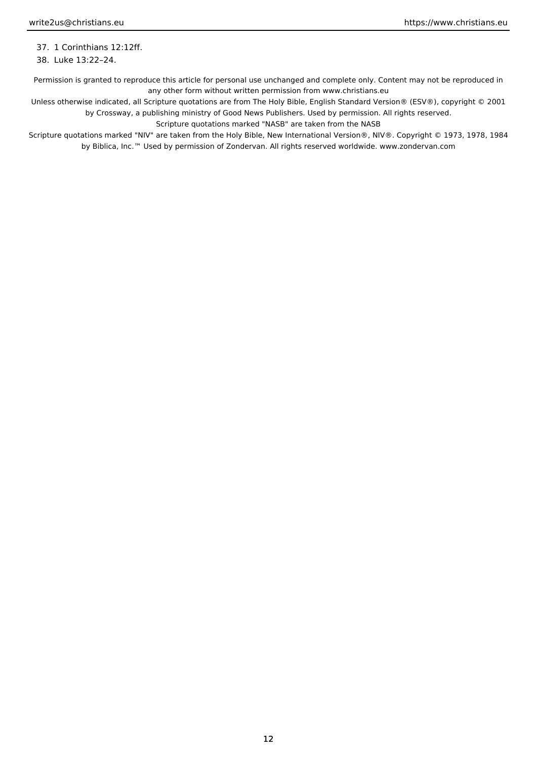37. 1 Corinthians 12:12ff.
38. Luke 13:22–24.

Permission is granted to reproduce this article for personal use unchanged and complete only. Content may not be reproduced in any other form without written permission from www.christians.eu

Unless otherwise indicated, all Scripture quotations are from The Holy Bible, English Standard Version® (ESV®), copyright © 2001 by Crossway, a publishing ministry of Good News Publishers. Used by permission. All rights reserved.

Scripture quotations marked "NASB" are taken from the NASB

Scripture quotations marked "NIV" are taken from the Holy Bible, New International Version®, NIV®. Copyright © 1973, 1978, 1984 by Biblica, Inc.™ Used by permission of Zondervan. All rights reserved worldwide. www.zondervan.com